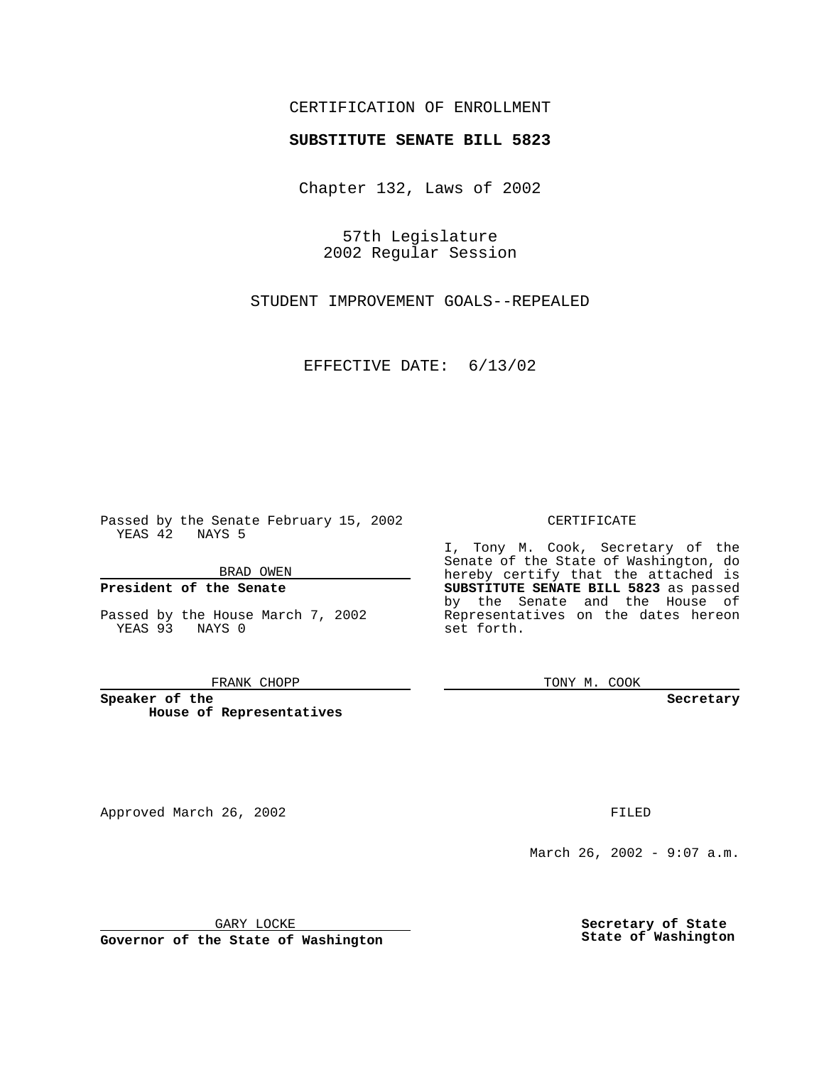CERTIFICATION OF ENROLLMENT

**SUBSTITUTE SENATE BILL 5823**

Chapter 132, Laws of 2002

57th Legislature
2002 Regular Session

STUDENT IMPROVEMENT GOALS--REPEALED

EFFECTIVE DATE: 6/13/02

Passed by the Senate February 15, 2002
YEAS 42 NAYS 5

BRAD OWEN

**President of the Senate**

Passed by the House March 7, 2002
YEAS 93 NAYS 0

FRANK CHOPP

**Speaker of the House of Representatives**

CERTIFICATE

I, Tony M. Cook, Secretary of the Senate of the State of Washington, do hereby certify that the attached is **SUBSTITUTE SENATE BILL 5823** as passed by the Senate and the House of Representatives on the dates hereon set forth.

TONY M. COOK

**Secretary**

Approved March 26, 2002

GARY LOCKE

**Governor of the State of Washington**

FILED

March 26, 2002 - 9:07 a.m.

**Secretary of State**
**State of Washington**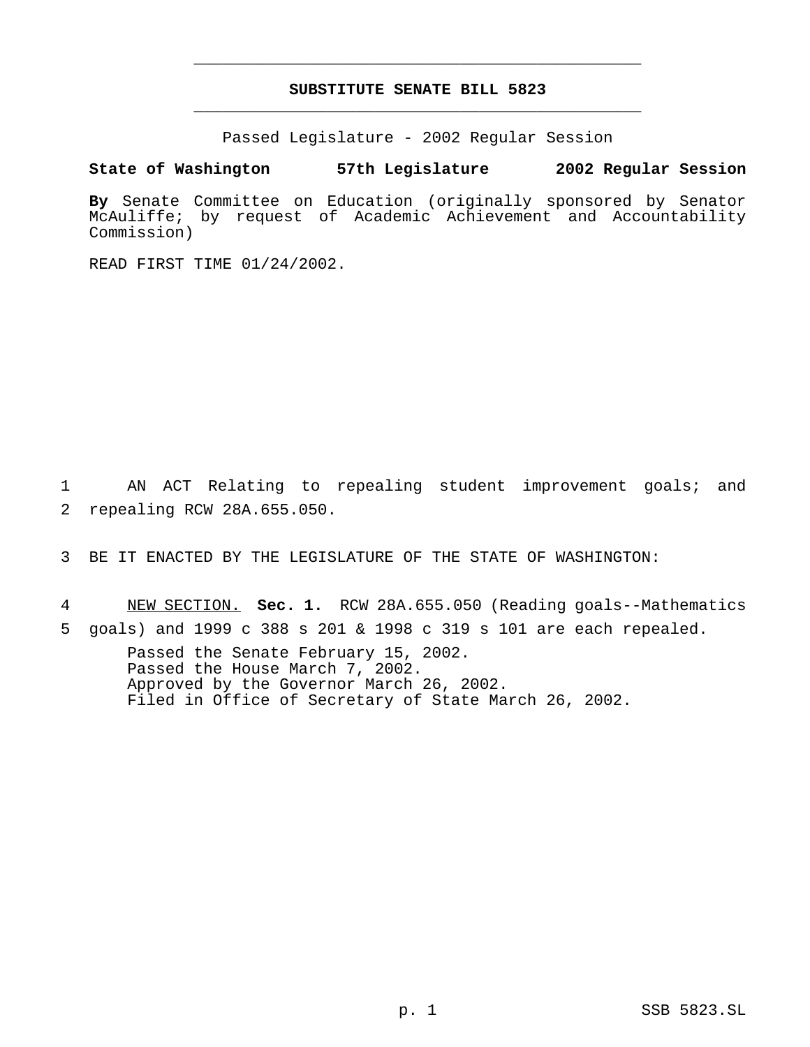# SUBSTITUTE SENATE BILL 5823

Passed Legislature - 2002 Regular Session

**State of Washington 57th Legislature 2002 Regular Session**

**By** Senate Committee on Education (originally sponsored by Senator McAuliffe; by request of Academic Achievement and Accountability Commission)

READ FIRST TIME 01/24/2002.

1 AN ACT Relating to repealing student improvement goals; and
2 repealing RCW 28A.655.050.

3 BE IT ENACTED BY THE LEGISLATURE OF THE STATE OF WASHINGTON:

4 NEW SECTION. **Sec. 1.** RCW 28A.655.050 (Reading goals--Mathematics
5 goals) and 1999 c 388 s 201 & 1998 c 319 s 101 are each repealed.

Passed the Senate February 15, 2002.
Passed the House March 7, 2002.
Approved by the Governor March 26, 2002.
Filed in Office of Secretary of State March 26, 2002.